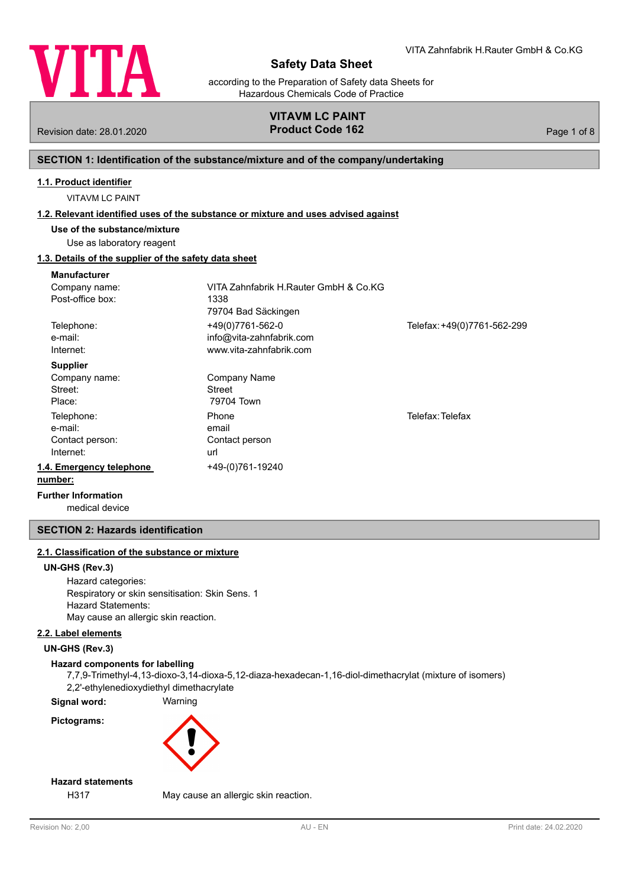# Safety Data Sheet

according to the Preparation of Safety data Sheets for Hazardous Chemicals Code of Practice

VITA Zahnfabrik H.Rauter GmbH & Co.KG

**VITAVM LC PAINT**
**Product Code 162**

Revision date: 28.01.2020

## SECTION 1: Identification of the substance/mixture and of the company/undertaking

### 1.1. Product identifier

VITAVM LC PAINT

### 1.2. Relevant identified uses of the substance or mixture and uses advised against

**Use of the substance/mixture**

Use as laboratory reagent

### 1.3. Details of the supplier of the safety data sheet

**Manufacturer**

| | | |
|---|---|---|
| Company name: | VITA Zahnfabrik H.Rauter GmbH & Co.KG | |
| Post-office box: | 1338 | |
| | 79704 Bad Säckingen | |
| Telephone: | +49(0)7761-562-0 | Telefax: +49(0)7761-562-299 |
| e-mail: | info@vita-zahnfabrik.com | |
| Internet: | www.vita-zahnfabrik.com | |

**Supplier**

| | | |
|---|---|---|
| Company name: | Company Name | |
| Street: | Street | |
| Place: | 79704 Town | |
| Telephone: | Phone | Telefax: Telefax |
| e-mail: | email | |
| Contact person: | Contact person | |
| Internet: | url | |

### 1.4. Emergency telephone number:

+49-(0)761-19240

**Further Information**

medical device

## SECTION 2: Hazards identification

### 2.1. Classification of the substance or mixture

**UN-GHS (Rev.3)**

Hazard categories:
Respiratory or skin sensitisation: Skin Sens. 1
Hazard Statements:
May cause an allergic skin reaction.

### 2.2. Label elements

**UN-GHS (Rev.3)**

**Hazard components for labelling**

7,7,9-Trimethyl-4,13-dioxo-3,14-dioxa-5,12-diaza-hexadecan-1,16-diol-dimethacrylat (mixture of isomers)
2,2'-ethylenedioxydiethyl dimethacrylate

**Signal word:** Warning

**Pictograms:**

**Hazard statements**

H317 May cause an allergic skin reaction.

Revision No: 2,00 AU - EN Print date: 24.02.2020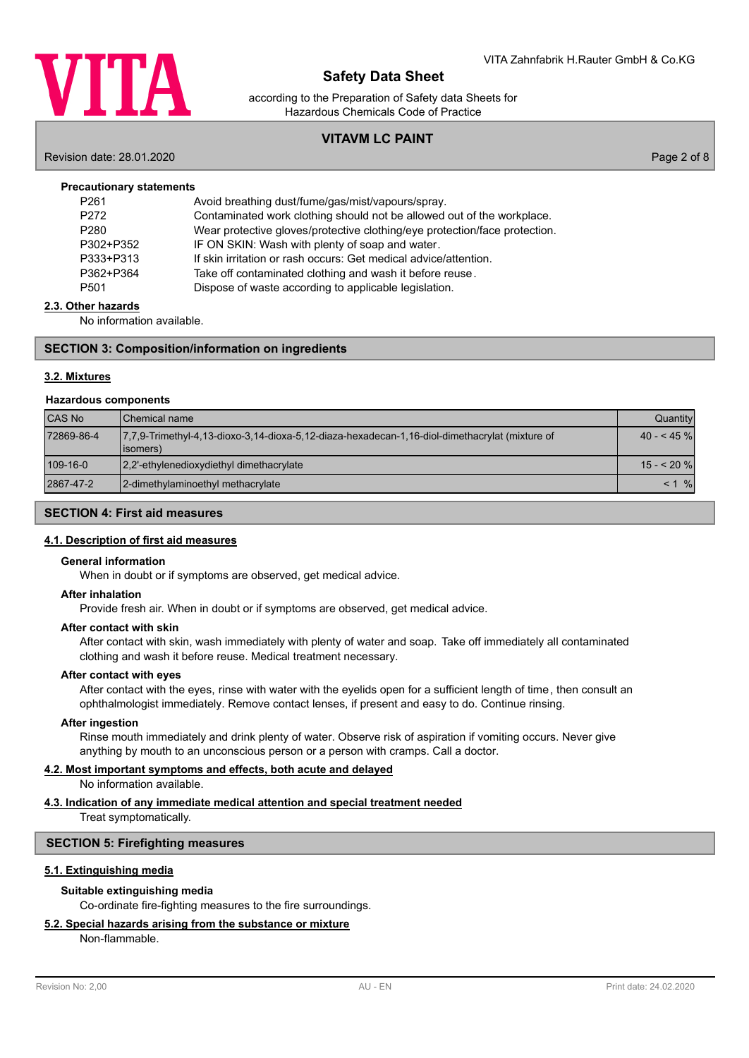**Precautionary statements**

| | |
|---|---|
| P261 | Avoid breathing dust/fume/gas/mist/vapours/spray. |
| P272 | Contaminated work clothing should not be allowed out of the workplace. |
| P280 | Wear protective gloves/protective clothing/eye protection/face protection. |
| P302+P352 | IF ON SKIN: Wash with plenty of soap and water. |
| P333+P313 | If skin irritation or rash occurs: Get medical advice/attention. |
| P362+P364 | Take off contaminated clothing and wash it before reuse. |
| P501 | Dispose of waste according to applicable legislation. |

### 2.3. Other hazards

No information available.

## SECTION 3: Composition/information on ingredients

### 3.2. Mixtures

**Hazardous components**

| CAS No | Chemical name | Quantity |
|---|---|---|
| 72869-86-4 | 7,7,9-Trimethyl-4,13-dioxo-3,14-dioxa-5,12-diaza-hexadecan-1,16-diol-dimethacrylat (mixture of isomers) | 40 - < 45 % |
| 109-16-0 | 2,2'-ethylenedioxydiethyl dimethacrylate | 15 - < 20 % |
| 2867-47-2 | 2-dimethylaminoethyl methacrylate | < 1 % |

## SECTION 4: First aid measures

### 4.1. Description of first aid measures

**General information**

When in doubt or if symptoms are observed, get medical advice.

**After inhalation**

Provide fresh air. When in doubt or if symptoms are observed, get medical advice.

**After contact with skin**

After contact with skin, wash immediately with plenty of water and soap. Take off immediately all contaminated clothing and wash it before reuse. Medical treatment necessary.

**After contact with eyes**

After contact with the eyes, rinse with water with the eyelids open for a sufficient length of time, then consult an ophthalmologist immediately. Remove contact lenses, if present and easy to do. Continue rinsing.

**After ingestion**

Rinse mouth immediately and drink plenty of water. Observe risk of aspiration if vomiting occurs. Never give anything by mouth to an unconscious person or a person with cramps. Call a doctor.

### 4.2. Most important symptoms and effects, both acute and delayed

No information available.

### 4.3. Indication of any immediate medical attention and special treatment needed

Treat symptomatically.

## SECTION 5: Firefighting measures

### 5.1. Extinguishing media

**Suitable extinguishing media**

Co-ordinate fire-fighting measures to the fire surroundings.

### 5.2. Special hazards arising from the substance or mixture

Non-flammable.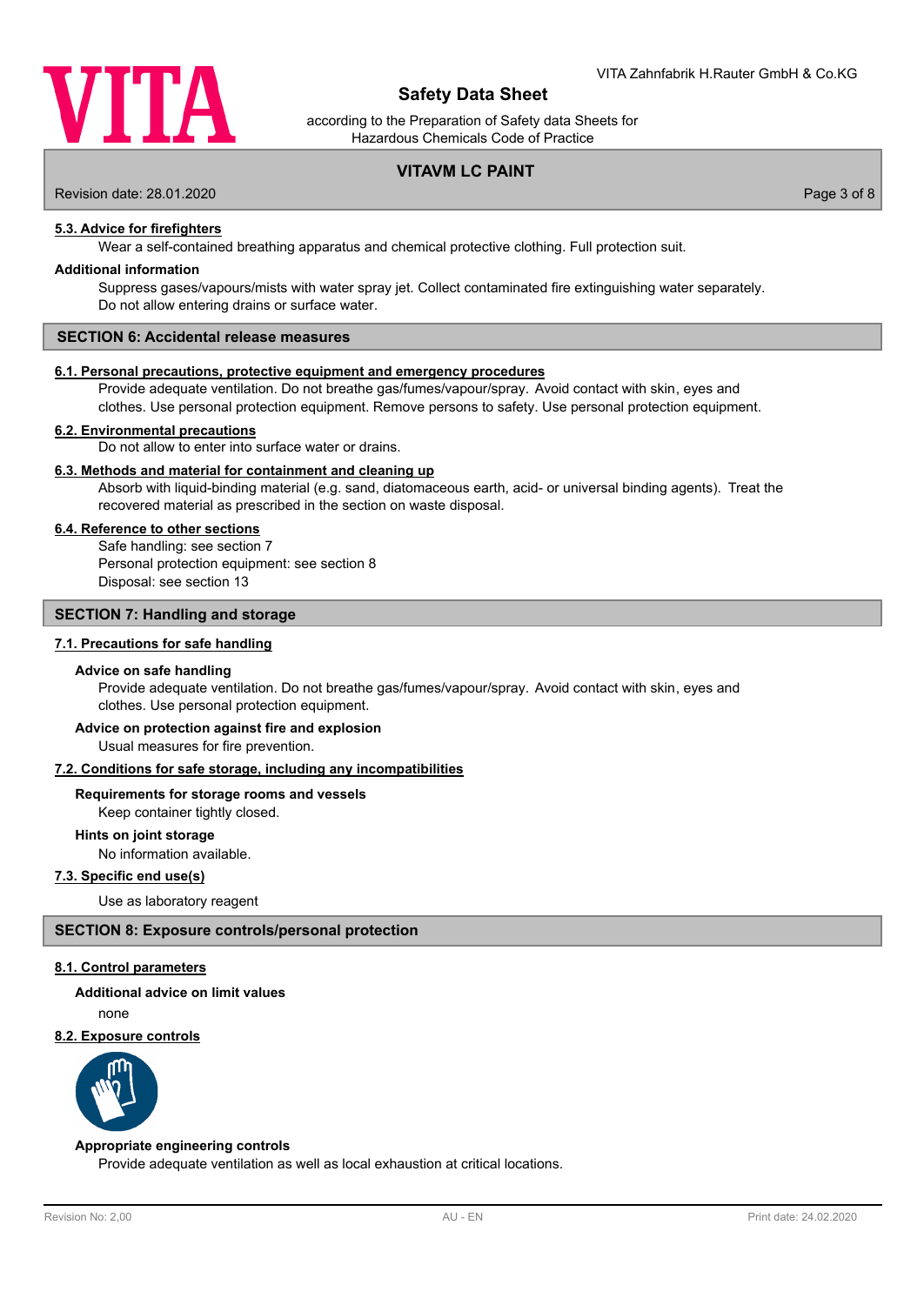#### 5.3. Advice for firefighters

Wear a self-contained breathing apparatus and chemical protective clothing. Full protection suit.

**Additional information**

Suppress gases/vapours/mists with water spray jet. Collect contaminated fire extinguishing water separately. Do not allow entering drains or surface water.

## SECTION 6: Accidental release measures

#### 6.1. Personal precautions, protective equipment and emergency procedures

Provide adequate ventilation. Do not breathe gas/fumes/vapour/spray. Avoid contact with skin, eyes and clothes. Use personal protection equipment. Remove persons to safety. Use personal protection equipment.

#### 6.2. Environmental precautions

Do not allow to enter into surface water or drains.

#### 6.3. Methods and material for containment and cleaning up

Absorb with liquid-binding material (e.g. sand, diatomaceous earth, acid- or universal binding agents). Treat the recovered material as prescribed in the section on waste disposal.

#### 6.4. Reference to other sections

Safe handling: see section 7
Personal protection equipment: see section 8
Disposal: see section 13

## SECTION 7: Handling and storage

#### 7.1. Precautions for safe handling

**Advice on safe handling**

Provide adequate ventilation. Do not breathe gas/fumes/vapour/spray. Avoid contact with skin, eyes and clothes. Use personal protection equipment.

**Advice on protection against fire and explosion**

Usual measures for fire prevention.

#### 7.2. Conditions for safe storage, including any incompatibilities

**Requirements for storage rooms and vessels**

Keep container tightly closed.

**Hints on joint storage**

No information available.

#### 7.3. Specific end use(s)

Use as laboratory reagent

## SECTION 8: Exposure controls/personal protection

#### 8.1. Control parameters

**Additional advice on limit values**

none

#### 8.2. Exposure controls

**Appropriate engineering controls**

Provide adequate ventilation as well as local exhaustion at critical locations.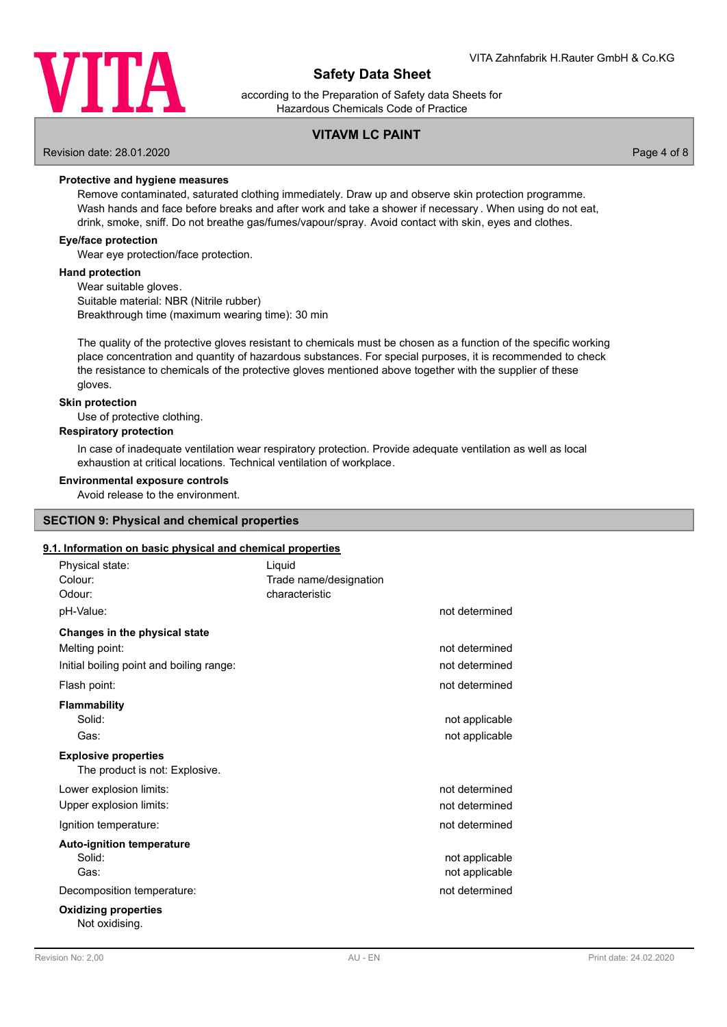**Protective and hygiene measures**

Remove contaminated, saturated clothing immediately. Draw up and observe skin protection programme. Wash hands and face before breaks and after work and take a shower if necessary. When using do not eat, drink, smoke, sniff. Do not breathe gas/fumes/vapour/spray. Avoid contact with skin, eyes and clothes.

**Eye/face protection**

Wear eye protection/face protection.

**Hand protection**

Wear suitable gloves.
Suitable material: NBR (Nitrile rubber)
Breakthrough time (maximum wearing time): 30 min

The quality of the protective gloves resistant to chemicals must be chosen as a function of the specific working place concentration and quantity of hazardous substances. For special purposes, it is recommended to check the resistance to chemicals of the protective gloves mentioned above together with the supplier of these gloves.

**Skin protection**

Use of protective clothing.

**Respiratory protection**

In case of inadequate ventilation wear respiratory protection. Provide adequate ventilation as well as local exhaustion at critical locations. Technical ventilation of workplace.

**Environmental exposure controls**

Avoid release to the environment.

## SECTION 9: Physical and chemical properties

### 9.1. Information on basic physical and chemical properties

| | | |
|---|---|---|
| Physical state: | Liquid | |
| Colour: | Trade name/designation | |
| Odour: | characteristic | |
| pH-Value: | | not determined |

**Changes in the physical state**

| | |
|---|---|
| Melting point: | not determined |
| Initial boiling point and boiling range: | not determined |
| Flash point: | not determined |

**Flammability**

| | |
|---|---|
| Solid: | not applicable |
| Gas: | not applicable |

**Explosive properties**

The product is not: Explosive.

| | |
|---|---|
| Lower explosion limits: | not determined |
| Upper explosion limits: | not determined |
| Ignition temperature: | not determined |

**Auto-ignition temperature**

| | |
|---|---|
| Solid: | not applicable |
| Gas: | not applicable |
| Decomposition temperature: | not determined |

**Oxidizing properties**

Not oxidising.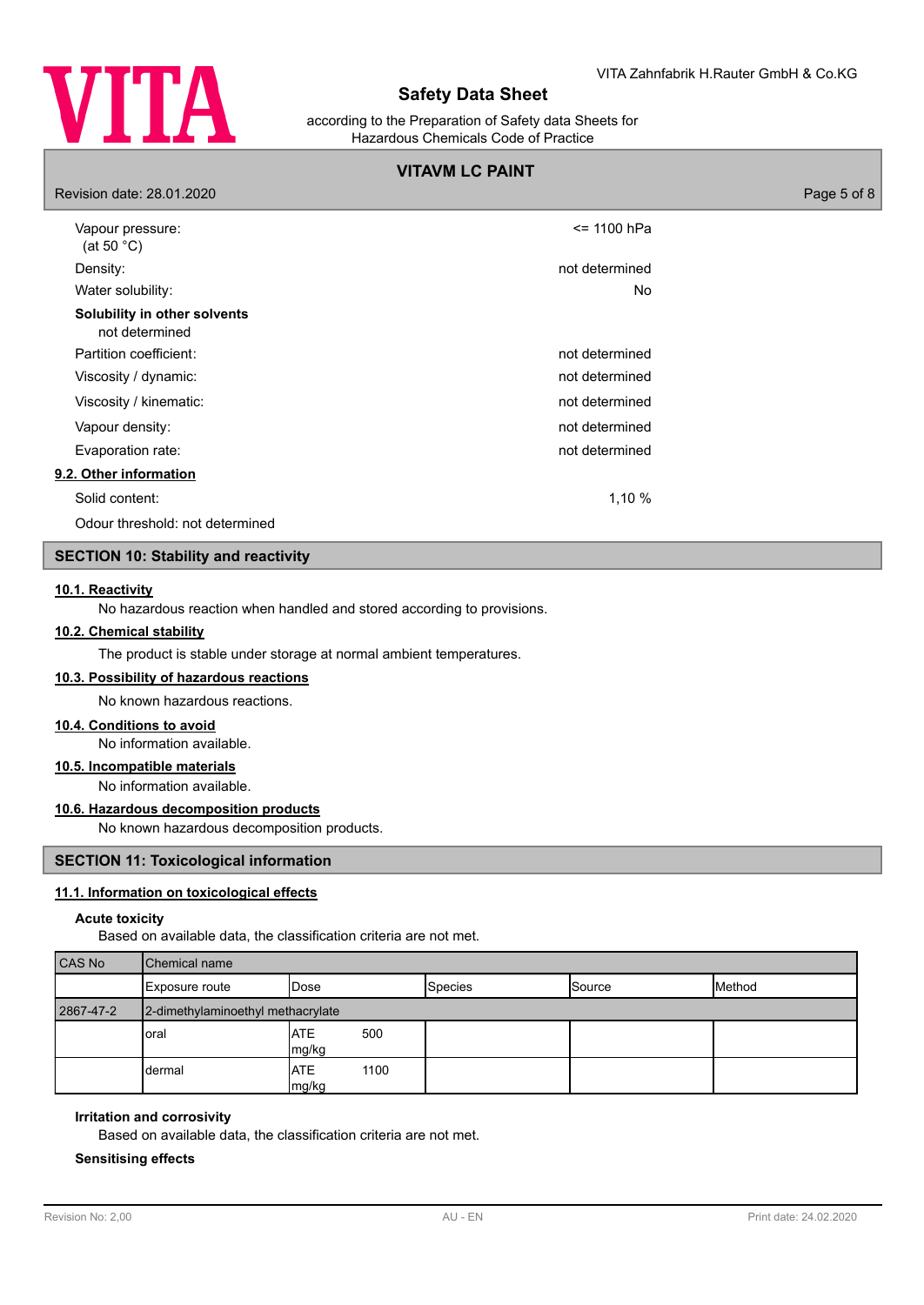Vapour pressure: (at 50 °C) <= 1100 hPa

Density: not determined

Water solubility: No

**Solubility in other solvents**
not determined

Partition coefficient: not determined

Viscosity / dynamic: not determined

Viscosity / kinematic: not determined

Vapour density: not determined

Evaporation rate: not determined

### 9.2. Other information

Solid content: 1,10 %

Odour threshold: not determined

## SECTION 10: Stability and reactivity

### 10.1. Reactivity

No hazardous reaction when handled and stored according to provisions.

### 10.2. Chemical stability

The product is stable under storage at normal ambient temperatures.

### 10.3. Possibility of hazardous reactions

No known hazardous reactions.

### 10.4. Conditions to avoid

No information available.

### 10.5. Incompatible materials

No information available.

### 10.6. Hazardous decomposition products

No known hazardous decomposition products.

## SECTION 11: Toxicological information

### 11.1. Information on toxicological effects

**Acute toxicity**

Based on available data, the classification criteria are not met.

| CAS No | Chemical name | | | | |
|---|---|---|---|---|---|
| | Exposure route | Dose | Species | Source | Method |
| 2867-47-2 | 2-dimethylaminoethyl methacrylate | | | | |
| | oral | ATE 500 mg/kg | | | |
| | dermal | ATE 1100 mg/kg | | | |

**Irritation and corrosivity**

Based on available data, the classification criteria are not met.

**Sensitising effects**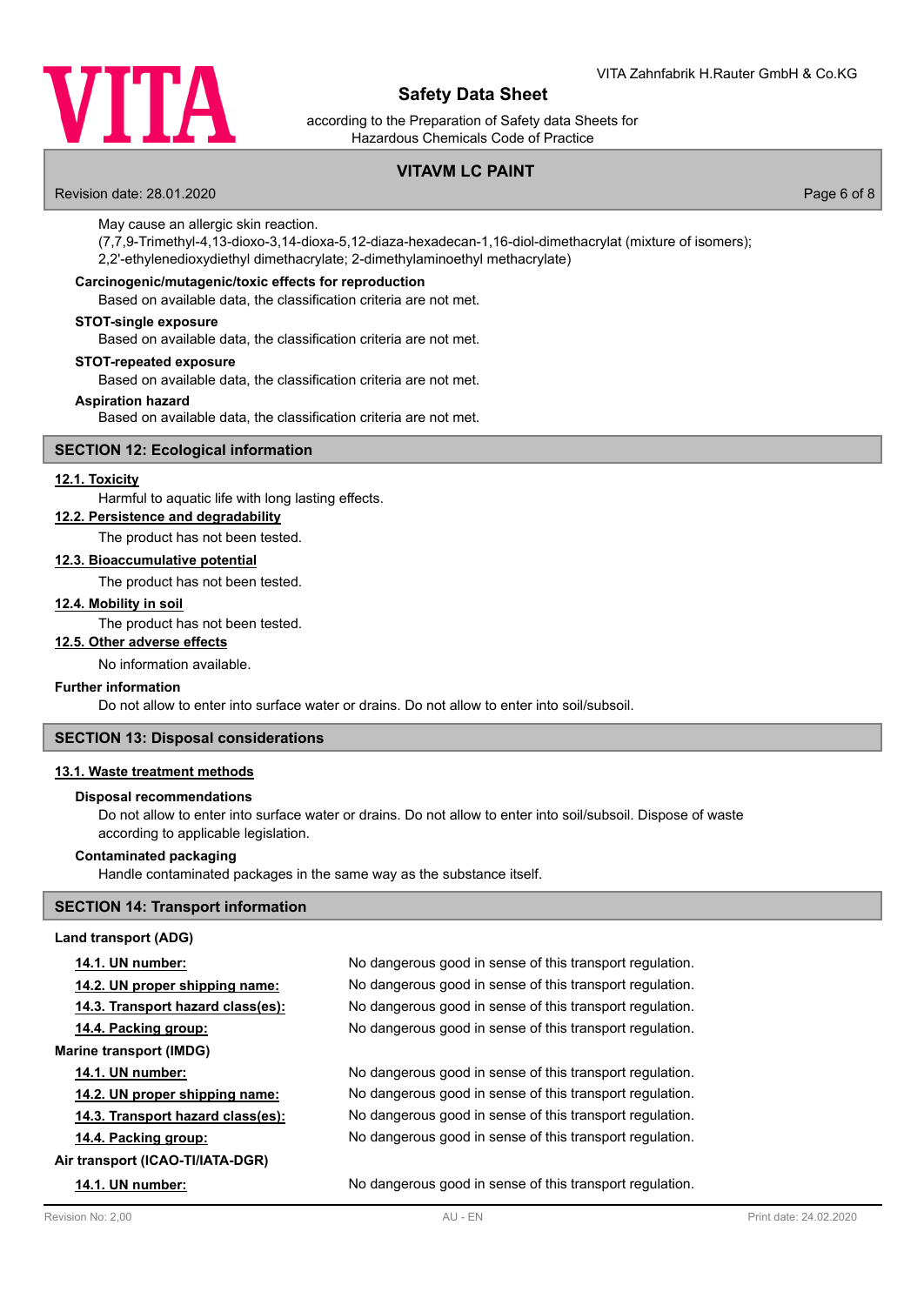May cause an allergic skin reaction.
(7,7,9-Trimethyl-4,13-dioxo-3,14-dioxa-5,12-diaza-hexadecan-1,16-diol-dimethacrylat (mixture of isomers); 2,2'-ethylenedioxydiethyl dimethacrylate; 2-dimethylaminoethyl methacrylate)

**Carcinogenic/mutagenic/toxic effects for reproduction**

Based on available data, the classification criteria are not met.

**STOT-single exposure**

Based on available data, the classification criteria are not met.

**STOT-repeated exposure**

Based on available data, the classification criteria are not met.

**Aspiration hazard**

Based on available data, the classification criteria are not met.

## SECTION 12: Ecological information

### 12.1. Toxicity

Harmful to aquatic life with long lasting effects.

### 12.2. Persistence and degradability

The product has not been tested.

### 12.3. Bioaccumulative potential

The product has not been tested.

### 12.4. Mobility in soil

The product has not been tested.

### 12.5. Other adverse effects

No information available.

**Further information**

Do not allow to enter into surface water or drains. Do not allow to enter into soil/subsoil.

## SECTION 13: Disposal considerations

### 13.1. Waste treatment methods

**Disposal recommendations**

Do not allow to enter into surface water or drains. Do not allow to enter into soil/subsoil. Dispose of waste according to applicable legislation.

**Contaminated packaging**

Handle contaminated packages in the same way as the substance itself.

## SECTION 14: Transport information

**Land transport (ADG)**

| | |
|---|---|
| 14.1. UN number: | No dangerous good in sense of this transport regulation. |
| 14.2. UN proper shipping name: | No dangerous good in sense of this transport regulation. |
| 14.3. Transport hazard class(es): | No dangerous good in sense of this transport regulation. |
| 14.4. Packing group: | No dangerous good in sense of this transport regulation. |

**Marine transport (IMDG)**

| | |
|---|---|
| 14.1. UN number: | No dangerous good in sense of this transport regulation. |
| 14.2. UN proper shipping name: | No dangerous good in sense of this transport regulation. |
| 14.3. Transport hazard class(es): | No dangerous good in sense of this transport regulation. |
| 14.4. Packing group: | No dangerous good in sense of this transport regulation. |

**Air transport (ICAO-TI/IATA-DGR)**

| | |
|---|---|
| 14.1. UN number: | No dangerous good in sense of this transport regulation. |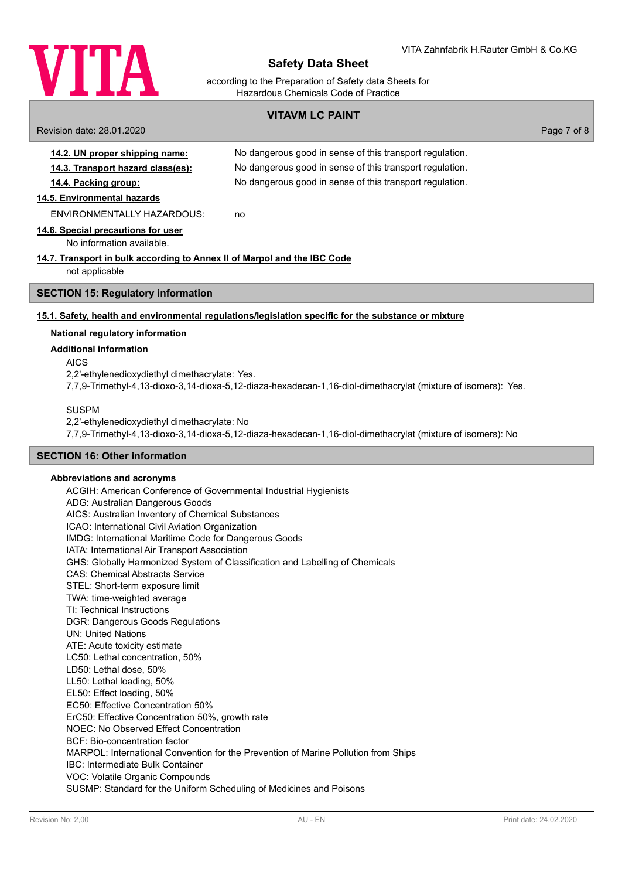**14.2. UN proper shipping name:** No dangerous good in sense of this transport regulation.

**14.3. Transport hazard class(es):** No dangerous good in sense of this transport regulation.

**14.4. Packing group:** No dangerous good in sense of this transport regulation.

**14.5. Environmental hazards**

ENVIRONMENTALLY HAZARDOUS: no

**14.6. Special precautions for user**

No information available.

**14.7. Transport in bulk according to Annex II of Marpol and the IBC Code**

not applicable

## SECTION 15: Regulatory information

**15.1. Safety, health and environmental regulations/legislation specific for the substance or mixture**

**National regulatory information**

**Additional information**

AICS
2,2'-ethylenedioxydiethyl dimethacrylate: Yes.
7,7,9-Trimethyl-4,13-dioxo-3,14-dioxa-5,12-diaza-hexadecan-1,16-diol-dimethacrylat (mixture of isomers): Yes.

SUSPM
2,2'-ethylenedioxydiethyl dimethacrylate: No
7,7,9-Trimethyl-4,13-dioxo-3,14-dioxa-5,12-diaza-hexadecan-1,16-diol-dimethacrylat (mixture of isomers): No

## SECTION 16: Other information

**Abbreviations and acronyms**

ACGIH: American Conference of Governmental Industrial Hygienists
ADG: Australian Dangerous Goods
AICS: Australian Inventory of Chemical Substances
ICAO: International Civil Aviation Organization
IMDG: International Maritime Code for Dangerous Goods
IATA: International Air Transport Association
GHS: Globally Harmonized System of Classification and Labelling of Chemicals
CAS: Chemical Abstracts Service
STEL: Short-term exposure limit
TWA: time-weighted average
TI: Technical Instructions
DGR: Dangerous Goods Regulations
UN: United Nations
ATE: Acute toxicity estimate
LC50: Lethal concentration, 50%
LD50: Lethal dose, 50%
LL50: Lethal loading, 50%
EL50: Effect loading, 50%
EC50: Effective Concentration 50%
ErC50: Effective Concentration 50%, growth rate
NOEC: No Observed Effect Concentration
BCF: Bio-concentration factor
MARPOL: International Convention for the Prevention of Marine Pollution from Ships
IBC: Intermediate Bulk Container
VOC: Volatile Organic Compounds
SUSMP: Standard for the Uniform Scheduling of Medicines and Poisons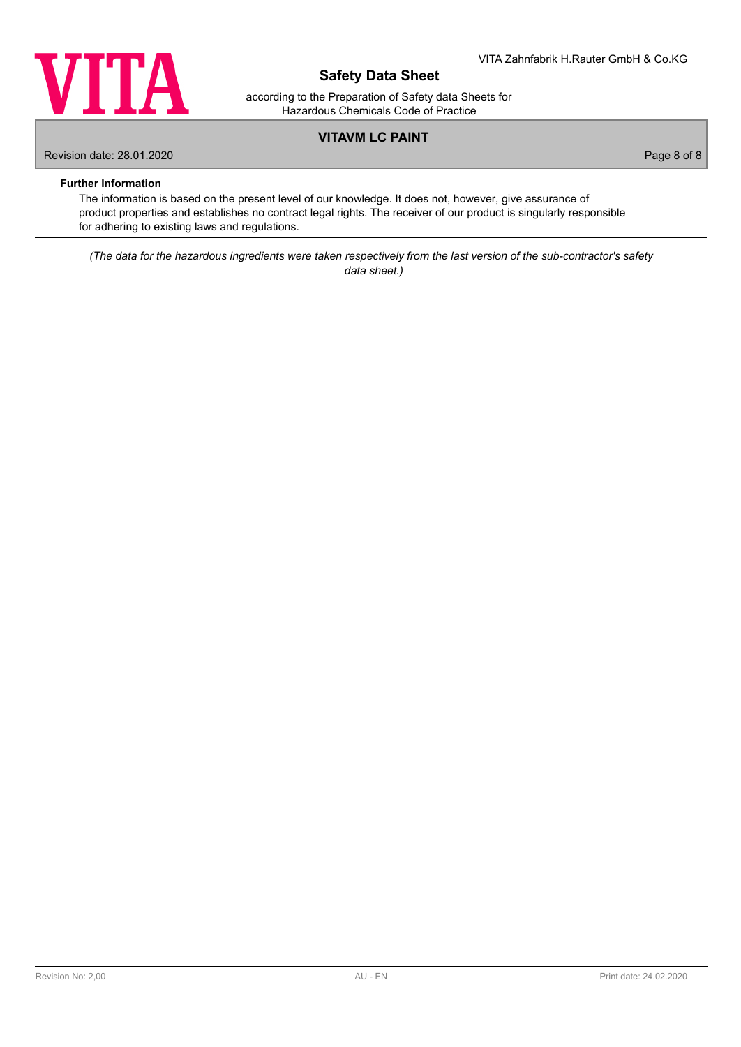**Further Information**

The information is based on the present level of our knowledge. It does not, however, give assurance of product properties and establishes no contract legal rights. The receiver of our product is singularly responsible for adhering to existing laws and regulations.

---

*(The data for the hazardous ingredients were taken respectively from the last version of the sub-contractor's safety data sheet.)*